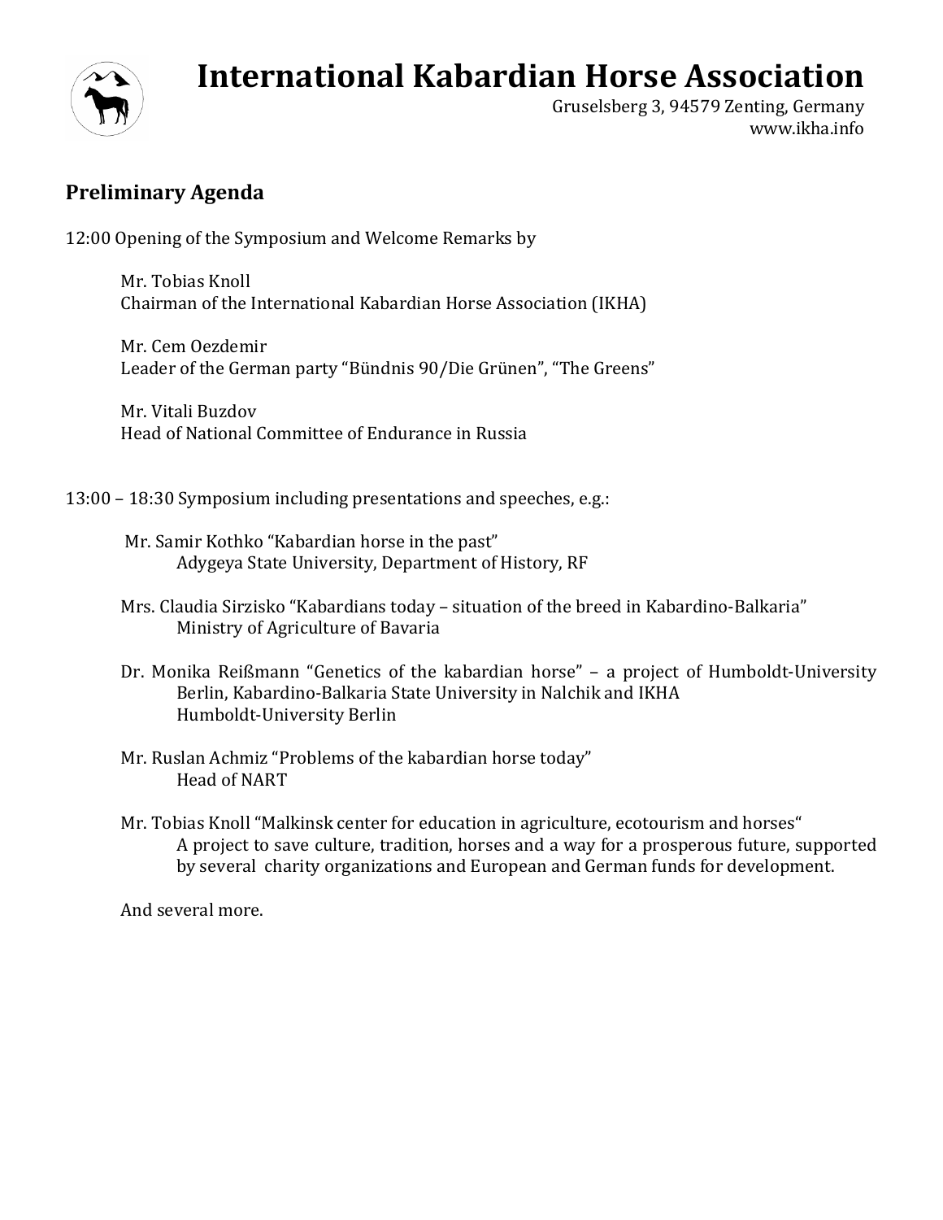# International Kabardian Horse Association

Gruselsberg 3, 94579 Zenting, Germany
www.ikha.info

## Preliminary Agenda

12:00 Opening of the Symposium and Welcome Remarks by

Mr. Tobias Knoll
Chairman of the International Kabardian Horse Association (IKHA)

Mr. Cem Oezdemir
Leader of the German party "Bündnis 90/Die Grünen", "The Greens"

Mr. Vitali Buzdov
Head of National Committee of Endurance in Russia

13:00 – 18:30 Symposium including presentations and speeches, e.g.:

Mr. Samir Kothko "Kabardian horse in the past"
Adygeya State University, Department of History, RF

Mrs. Claudia Sirzisko "Kabardians today – situation of the breed in Kabardino-Balkaria"
Ministry of Agriculture of Bavaria

Dr. Monika Reißmann "Genetics of the kabardian horse" – a project of Humboldt-University Berlin, Kabardino-Balkaria State University in Nalchik and IKHA
Humboldt-University Berlin

Mr. Ruslan Achmiz "Problems of the kabardian horse today"
Head of NART

Mr. Tobias Knoll "Malkinsk center for education in agriculture, ecotourism and horses"
A project to save culture, tradition, horses and a way for a prosperous future, supported by several charity organizations and European and German funds for development.

And several more.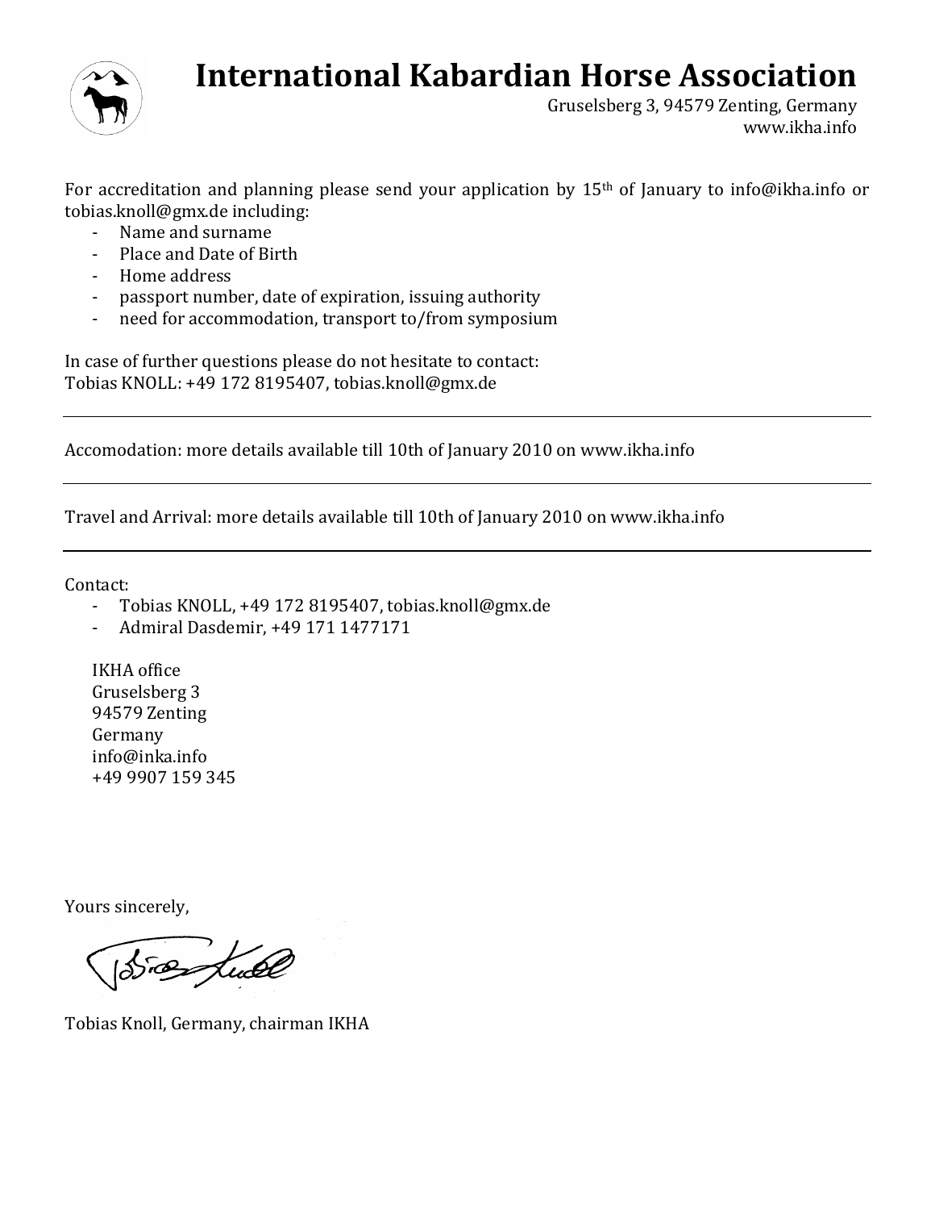# International Kabardian Horse Association

Gruselsberg 3, 94579 Zenting, Germany
www.ikha.info

For accreditation and planning please send your application by 15th of January to info@ikha.info or tobias.knoll@gmx.de including:

- Name and surname
- Place and Date of Birth
- Home address
- passport number, date of expiration, issuing authority
- need for accommodation, transport to/from symposium

In case of further questions please do not hesitate to contact:
Tobias KNOLL: +49 172 8195407, tobias.knoll@gmx.de

---

Accomodation: more details available till 10th of January 2010 on www.ikha.info

---

Travel and Arrival: more details available till 10th of January 2010 on www.ikha.info

---

Contact:

- Tobias KNOLL, +49 172 8195407, tobias.knoll@gmx.de
- Admiral Dasdemir, +49 171 1477171

IKHA office
Gruselsberg 3
94579 Zenting
Germany
info@inka.info
+49 9907 159 345

Yours sincerely,

Tobias Knoll, Germany, chairman IKHA